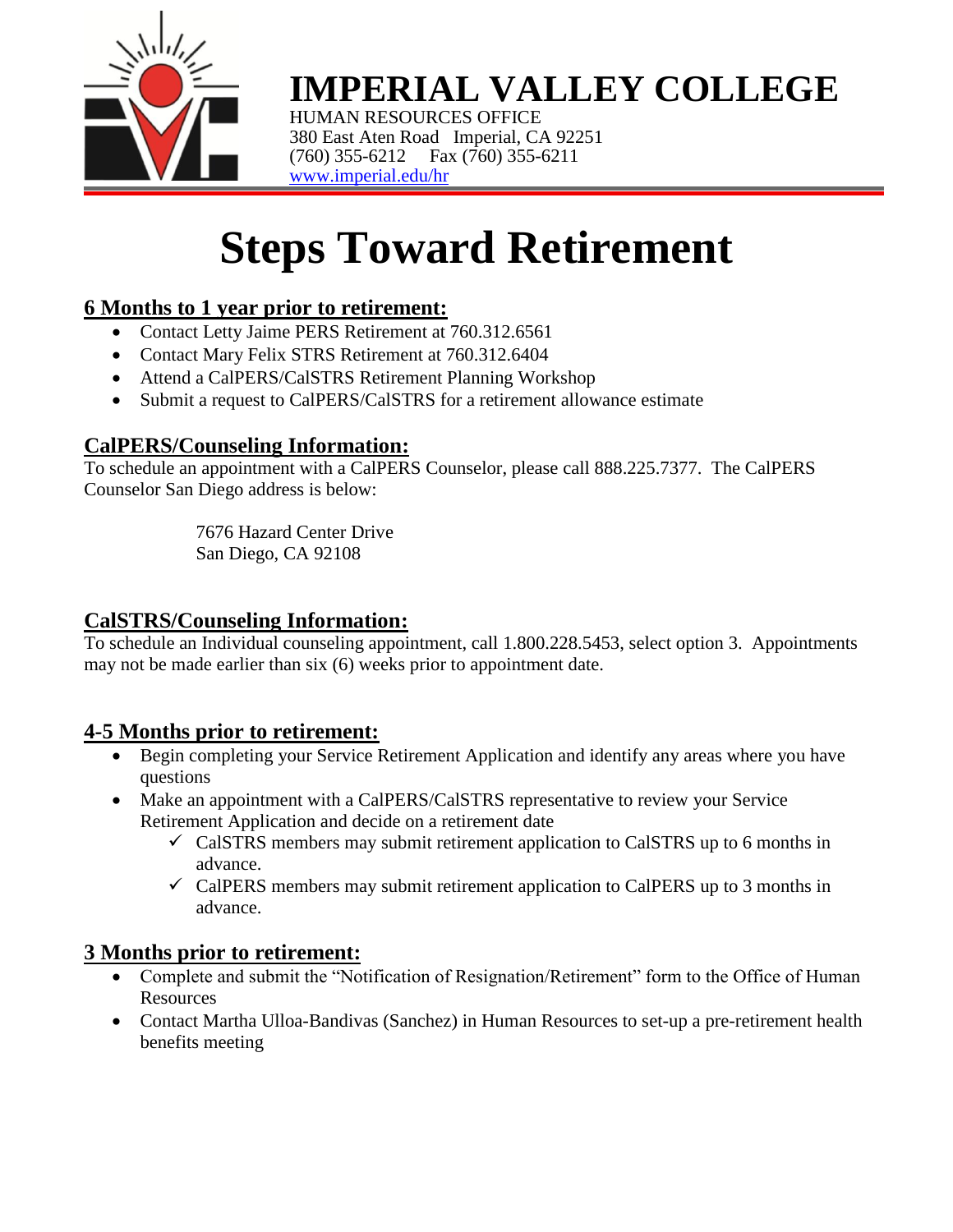# IMPERIAL VALLEY COLLEGE

HUMAN RESOURCES OFFICE
380 East Aten Road Imperial, CA 92251
(760) 355-6212 Fax (760) 355-6211
www.imperial.edu/hr

# Steps Toward Retirement

## 6 Months to 1 year prior to retirement:

- Contact Letty Jaime PERS Retirement at 760.312.6561
- Contact Mary Felix STRS Retirement at 760.312.6404
- Attend a CalPERS/CalSTRS Retirement Planning Workshop
- Submit a request to CalPERS/CalSTRS for a retirement allowance estimate

## CalPERS/Counseling Information:

To schedule an appointment with a CalPERS Counselor, please call 888.225.7377. The CalPERS Counselor San Diego address is below:

7676 Hazard Center Drive
San Diego, CA 92108

## CalSTRS/Counseling Information:

To schedule an Individual counseling appointment, call 1.800.228.5453, select option 3. Appointments may not be made earlier than six (6) weeks prior to appointment date.

## 4-5 Months prior to retirement:

- Begin completing your Service Retirement Application and identify any areas where you have questions
- Make an appointment with a CalPERS/CalSTRS representative to review your Service Retirement Application and decide on a retirement date
  - ✓ CalSTRS members may submit retirement application to CalSTRS up to 6 months in advance.
  - ✓ CalPERS members may submit retirement application to CalPERS up to 3 months in advance.

## 3 Months prior to retirement:

- Complete and submit the "Notification of Resignation/Retirement" form to the Office of Human Resources
- Contact Martha Ulloa-Bandivas (Sanchez) in Human Resources to set-up a pre-retirement health benefits meeting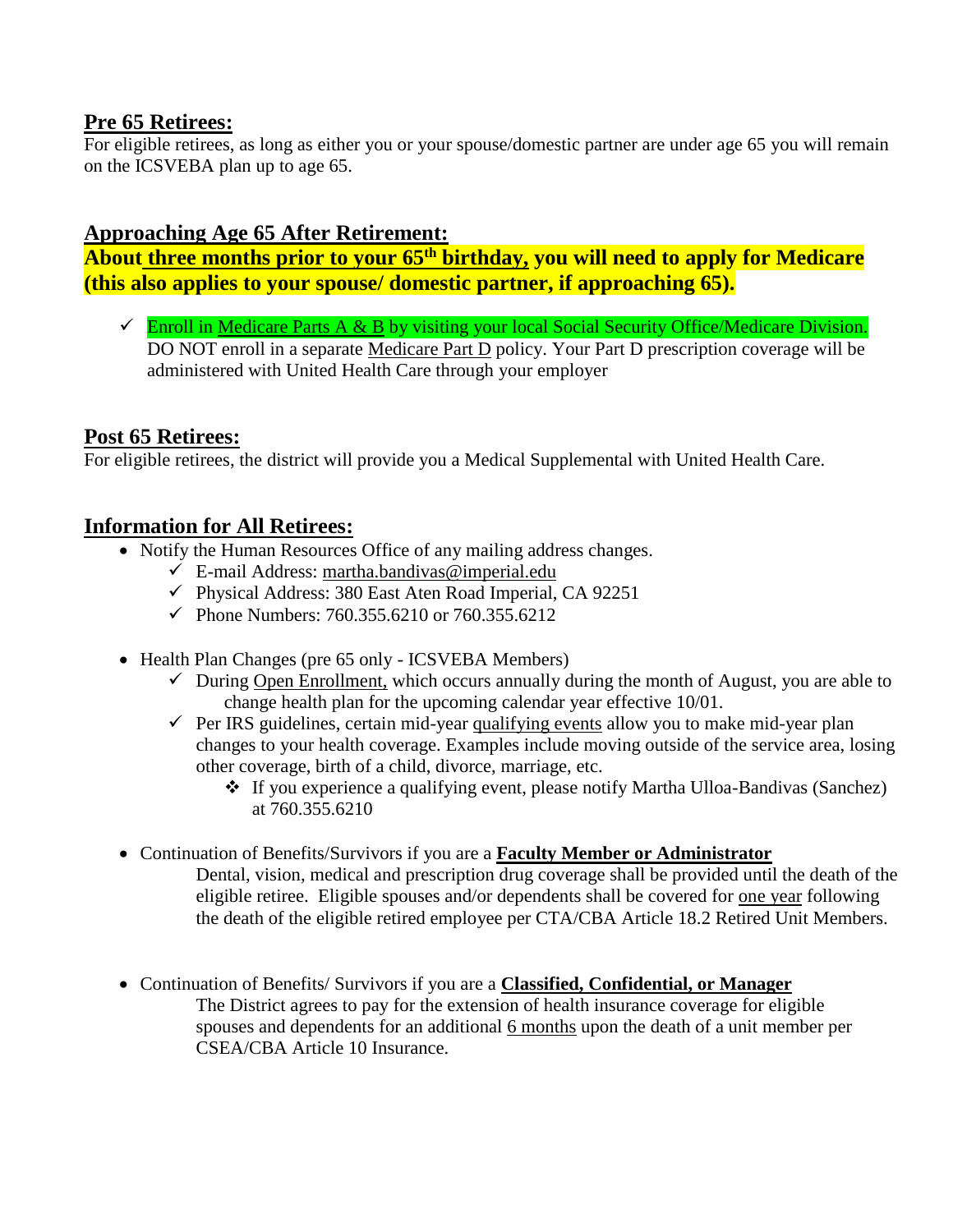## Pre 65 Retirees:

For eligible retirees, as long as either you or your spouse/domestic partner are under age 65 you will remain on the ICSVEBA plan up to age 65.

## Approaching Age 65 After Retirement:

**About three months prior to your 65th birthday, you will need to apply for Medicare (this also applies to your spouse/ domestic partner, if approaching 65).**

- ✓ Enroll in Medicare Parts A & B by visiting your local Social Security Office/Medicare Division. DO NOT enroll in a separate Medicare Part D policy. Your Part D prescription coverage will be administered with United Health Care through your employer

## Post 65 Retirees:

For eligible retirees, the district will provide you a Medical Supplemental with United Health Care.

## Information for All Retirees:

- Notify the Human Resources Office of any mailing address changes.
  - ✓ E-mail Address: martha.bandivas@imperial.edu
  - ✓ Physical Address: 380 East Aten Road Imperial, CA 92251
  - ✓ Phone Numbers: 760.355.6210 or 760.355.6212
- Health Plan Changes (pre 65 only - ICSVEBA Members)
  - ✓ During Open Enrollment, which occurs annually during the month of August, you are able to change health plan for the upcoming calendar year effective 10/01.
  - ✓ Per IRS guidelines, certain mid-year qualifying events allow you to make mid-year plan changes to your health coverage. Examples include moving outside of the service area, losing other coverage, birth of a child, divorce, marriage, etc.
    - ❖ If you experience a qualifying event, please notify Martha Ulloa-Bandivas (Sanchez) at 760.355.6210
- Continuation of Benefits/Survivors if you are a **Faculty Member or Administrator**

  Dental, vision, medical and prescription drug coverage shall be provided until the death of the eligible retiree. Eligible spouses and/or dependents shall be covered for one year following the death of the eligible retired employee per CTA/CBA Article 18.2 Retired Unit Members.

- Continuation of Benefits/ Survivors if you are a **Classified, Confidential, or Manager**

  The District agrees to pay for the extension of health insurance coverage for eligible spouses and dependents for an additional 6 months upon the death of a unit member per CSEA/CBA Article 10 Insurance.